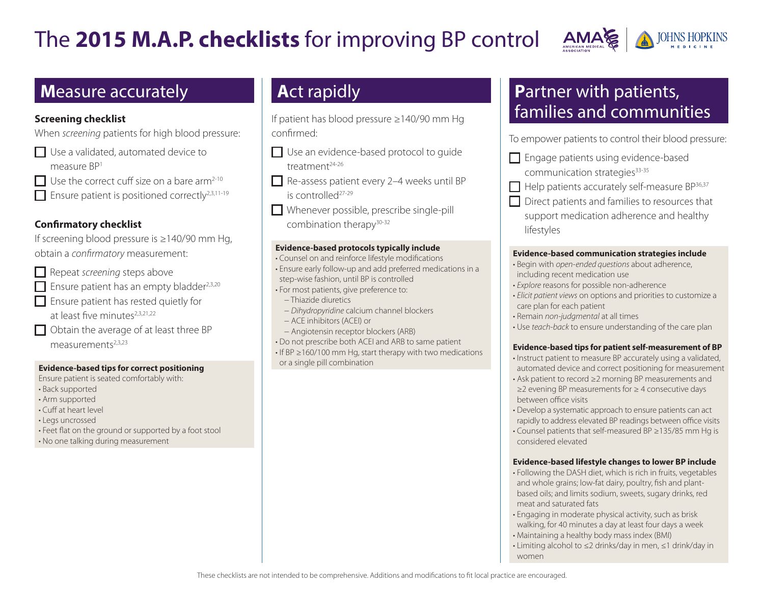# The **2015 M.A.P. checklists** for improving BP control

## **M**easure accurately

### Screening checklist

When *screening* patients for high blood pressure:

- ☐ Use a validated, automated device to measure BP[1]
- ☐ Use the correct cuff size on a bare arm[2-10]
- ☐ Ensure patient is positioned correctly[2,3,11-19]

### Confirmatory checklist

If screening blood pressure is ≥140/90 mm Hg, obtain a *confirmatory* measurement:

- ☐ Repeat *screening* steps above
- ☐ Ensure patient has an empty bladder[2,3,20]
- ☐ Ensure patient has rested quietly for at least five minutes[2,3,21,22]
- ☐ Obtain the average of at least three BP measurements[2,3,23]

**Evidence-based tips for correct positioning**

Ensure patient is seated comfortably with:

- Back supported
- Arm supported
- Cuff at heart level
- Legs uncrossed
- Feet flat on the ground or supported by a foot stool
- No one talking during measurement

## **A**ct rapidly

If patient has blood pressure ≥140/90 mm Hg confirmed:

- ☐ Use an evidence-based protocol to guide treatment[24-26]
- ☐ Re-assess patient every 2–4 weeks until BP is controlled[27-29]
- ☐ Whenever possible, prescribe single-pill combination therapy[30-32]

**Evidence-based protocols typically include**

- Counsel on and reinforce lifestyle modifications
- Ensure early follow-up and add preferred medications in a step-wise fashion, until BP is controlled
- For most patients, give preference to:
  - Thiazide diuretics
  - *Dihydropyridine* calcium channel blockers
  - ACE inhibitors (ACEI) or
  - Angiotensin receptor blockers (ARB)
- Do not prescribe both ACEI and ARB to same patient
- If BP ≥160/100 mm Hg, start therapy with two medications or a single pill combination

## **P**artner with patients, families and communities

To empower patients to control their blood pressure:

- ☐ Engage patients using evidence-based communication strategies[33-35]
- ☐ Help patients accurately self-measure BP[36,37]
- ☐ Direct patients and families to resources that support medication adherence and healthy lifestyles

**Evidence-based communication strategies include**

- Begin with *open-ended questions* about adherence, including recent medication use
- *Explore* reasons for possible non-adherence
- *Elicit patient views* on options and priorities to customize a care plan for each patient
- Remain *non-judgmental* at all times
- Use *teach-back* to ensure understanding of the care plan

**Evidence-based tips for patient self-measurement of BP**

- Instruct patient to measure BP accurately using a validated, automated device and correct positioning for measurement
- Ask patient to record ≥2 morning BP measurements and ≥2 evening BP measurements for ≥ 4 consecutive days between office visits
- Develop a systematic approach to ensure patients can act rapidly to address elevated BP readings between office visits
- Counsel patients that self-measured BP ≥135/85 mm Hg is considered elevated

**Evidence-based lifestyle changes to lower BP include**

- Following the DASH diet, which is rich in fruits, vegetables and whole grains; low-fat dairy, poultry, fish and plant-based oils; and limits sodium, sweets, sugary drinks, red meat and saturated fats
- Engaging in moderate physical activity, such as brisk walking, for 40 minutes a day at least four days a week
- Maintaining a healthy body mass index (BMI)
- Limiting alcohol to ≤2 drinks/day in men, ≤1 drink/day in women

These checklists are not intended to be comprehensive. Additions and modifications to fit local practice are encouraged.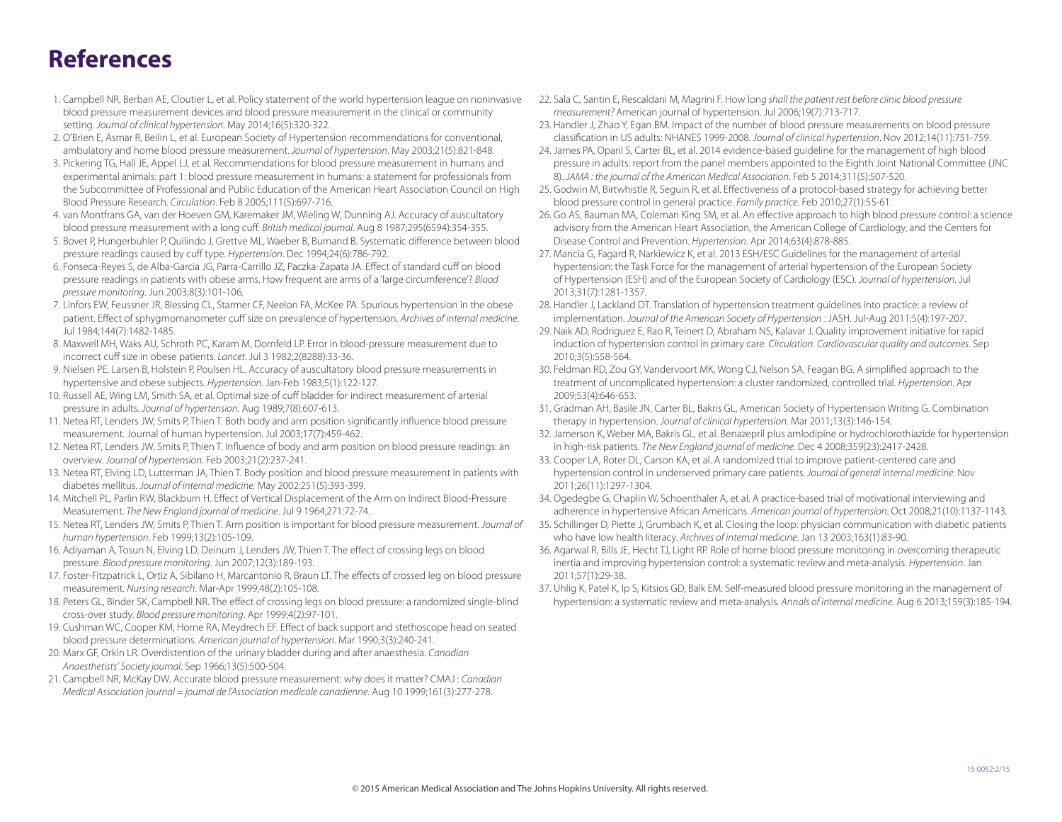# References

1. Campbell NR, Berbari AE, Cloutier L, et al. Policy statement of the world hypertension league on noninvasive blood pressure measurement devices and blood pressure measurement in the clinical or community setting. *Journal of clinical hypertension*. May 2014;16(5):320-322.
2. O'Brien E, Asmar R, Beilin L, et al. European Society of Hypertension recommendations for conventional, ambulatory and home blood pressure measurement. *Journal of hypertension*. May 2003;21(5):821-848.
3. Pickering TG, Hall JE, Appel LJ, et al. Recommendations for blood pressure measurement in humans and experimental animals: part 1: blood pressure measurement in humans: a statement for professionals from the Subcommittee of Professional and Public Education of the American Heart Association Council on High Blood Pressure Research. *Circulation*. Feb 8 2005;111(5):697-716.
4. van Montfrans GA, van der Hoeven GM, Karemaker JM, Wieling W, Dunning AJ. Accuracy of auscultatory blood pressure measurement with a long cuff. *British medical journal*. Aug 8 1987;295(6594):354-355.
5. Bovet P, Hungerbuhler P, Quilindo J, Grettve ML, Waeber B, Burnand B. Systematic difference between blood pressure readings caused by cuff type. *Hypertension*. Dec 1994;24(6):786-792.
6. Fonseca-Reyes S, de Alba-Garcia JG, Parra-Carrillo JZ, Paczka-Zapata JA. Effect of standard cuff on blood pressure readings in patients with obese arms. How frequent are arms of a 'large circumference'? *Blood pressure monitoring*. Jun 2003;8(3):101-106.
7. Linfors EW, Feussner JR, Blessing CL, Starmer CF, Neelon FA, McKee PA. Spurious hypertension in the obese patient. Effect of sphygmomanometer cuff size on prevalence of hypertension. *Archives of internal medicine*. Jul 1984;144(7):1482-1485.
8. Maxwell MH, Waks AU, Schroth PC, Karam M, Dornfeld LP. Error in blood-pressure measurement due to incorrect cuff size in obese patients. *Lancet*. Jul 3 1982;2(8288):33-36.
9. Nielsen PE, Larsen B, Holstein P, Poulsen HL. Accuracy of auscultatory blood pressure measurements in hypertensive and obese subjects. *Hypertension*. Jan-Feb 1983;5(1):122-127.
10. Russell AE, Wing LM, Smith SA, et al. Optimal size of cuff bladder for indirect measurement of arterial pressure in adults. *Journal of hypertension*. Aug 1989;7(8):607-613.
11. Netea RT, Lenders JW, Smits P, Thien T. Both body and arm position significantly influence blood pressure measurement. Journal of human hypertension. Jul 2003;17(7):459-462.
12. Netea RT, Lenders JW, Smits P, Thien T. Influence of body and arm position on blood pressure readings: an overview. *Journal of hypertension*. Feb 2003;21(2):237-241.
13. Netea RT, Elving LD, Lutterman JA, Thien T. Body position and blood pressure measurement in patients with diabetes mellitus. *Journal of internal medicine.* May 2002;251(5):393-399.
14. Mitchell PL, Parlin RW, Blackburn H. Effect of Vertical Displacement of the Arm on Indirect Blood-Pressure Measurement. *The New England journal of medicine*. Jul 9 1964;271:72-74.
15. Netea RT, Lenders JW, Smits P, Thien T. Arm position is important for blood pressure measurement. *Journal of human hypertension*. Feb 1999;13(2):105-109.
16. Adiyaman A, Tosun N, Elving LD, Deinum J, Lenders JW, Thien T. The effect of crossing legs on blood pressure. *Blood pressure monitoring*. Jun 2007;12(3):189-193.
17. Foster-Fitzpatrick L, Ortiz A, Sibilano H, Marcantonio R, Braun LT. The effects of crossed leg on blood pressure measurement. *Nursing research*. Mar-Apr 1999;48(2):105-108.
18. Peters GL, Binder SK, Campbell NR. The effect of crossing legs on blood pressure: a randomized single-blind cross-over study. *Blood pressure monitoring*. Apr 1999;4(2):97-101.
19. Cushman WC, Cooper KM, Horne RA, Meydrech EF. Effect of back support and stethoscope head on seated blood pressure determinations. *American journal of hypertension*. Mar 1990;3(3):240-241.
20. Marx GF, Orkin LR. Overdistention of the urinary bladder during and after anaesthesia. *Canadian Anaesthetists' Society journal*. Sep 1966;13(5):500-504.
21. Campbell NR, McKay DW. Accurate blood pressure measurement: why does it matter? CMAJ : *Canadian Medical Association journal = journal de l'Association medicale canadienne*. Aug 10 1999;161(3):277-278.
22. Sala C, Santin E, Rescaldani M, Magrini F. How lon*g shall the patient rest before clinic blood pressure measurement?* American journal of hypertension. Jul 2006;19(7):713-717.
23. Handler J, Zhao Y, Egan BM. Impact of the number of blood pressure measurements on blood pressure classification in US adults: NHANES 1999-2008. *Journal of clinical hypertension*. Nov 2012;14(11):751-759.
24. James PA, Oparil S, Carter BL, et al. 2014 evidence-based guideline for the management of high blood pressure in adults: report from the panel members appointed to the Eighth Joint National Committee (JNC 8). *JAMA : the journal of the American Medical Association*. Feb 5 2014;311(5):507-520.
25. Godwin M, Birtwhistle R, Seguin R, et al. Effectiveness of a protocol-based strategy for achieving better blood pressure control in general practice. *Family practice*. Feb 2010;27(1):55-61.
26. Go AS, Bauman MA, Coleman King SM, et al. An effective approach to high blood pressure control: a science advisory from the American Heart Association, the American College of Cardiology, and the Centers for Disease Control and Prevention. *Hypertension*. Apr 2014;63(4):878-885.
27. Mancia G, Fagard R, Narkiewicz K, et al. 2013 ESH/ESC Guidelines for the management of arterial hypertension: the Task Force for the management of arterial hypertension of the European Society of Hypertension (ESH) and of the European Society of Cardiology (ESC). *Journal of hypertension*. Jul 2013;31(7):1281-1357.
28. Handler J, Lackland DT. Translation of hypertension treatment guidelines into practice: a review of implementation. *Journal of the American Society of Hypertension* : JASH. Jul-Aug 2011;5(4):197-207.
29. Naik AD, Rodriguez E, Rao R, Teinert D, Abraham NS, Kalavar J. Quality improvement initiative for rapid induction of hypertension control in primary care. *Circulation. Cardiovascular quality and outcomes*. Sep 2010;3(5):558-564.
30. Feldman RD, Zou GY, Vandervoort MK, Wong CJ, Nelson SA, Feagan BG. A simplified approach to the treatment of uncomplicated hypertension: a cluster randomized, controlled trial. *Hypertension*. Apr 2009;53(4):646-653.
31. Gradman AH, Basile JN, Carter BL, Bakris GL, American Society of Hypertension Writing G. Combination therapy in hypertension. *Journal of clinical hypertension.* Mar 2011;13(3):146-154.
32. Jamerson K, Weber MA, Bakris GL, et al. Benazepril plus amlodipine or hydrochlorothiazide for hypertension in high-risk patients*. The New England journal of medicine.* Dec 4 2008;359(23):2417-2428.
33. Cooper LA, Roter DL, Carson KA, et al. A randomized trial to improve patient-centered care and hypertension control in underserved primary care patients. *Journal of general internal medicine*. Nov 2011;26(11):1297-1304.
34. Ogedegbe G, Chaplin W, Schoenthaler A, et al. A practice-based trial of motivational interviewing and adherence in hypertensive African Americans. *American journal of hypertension*. Oct 2008;21(10):1137-1143.
35. Schillinger D, Piette J, Grumbach K, et al. Closing the loop: physician communication with diabetic patients who have low health literacy. *Archives of internal medicine*. Jan 13 2003;163(1):83-90.
36. Agarwal R, Bills JE, Hecht TJ, Light RP. Role of home blood pressure monitoring in overcoming therapeutic inertia and improving hypertension control: a systematic review and meta-analysis. *Hypertension*. Jan 2011;57(1):29-38.
37. Uhlig K, Patel K, Ip S, Kitsios GD, Balk EM. Self-measured blood pressure monitoring in the management of hypertension: a systematic review and meta-analysis*. Annals of internal medicine*. Aug 6 2013;159(3):185-194.

15:0052:2/15

© 2015 American Medical Association and The Johns Hopkins University. All rights reserved.